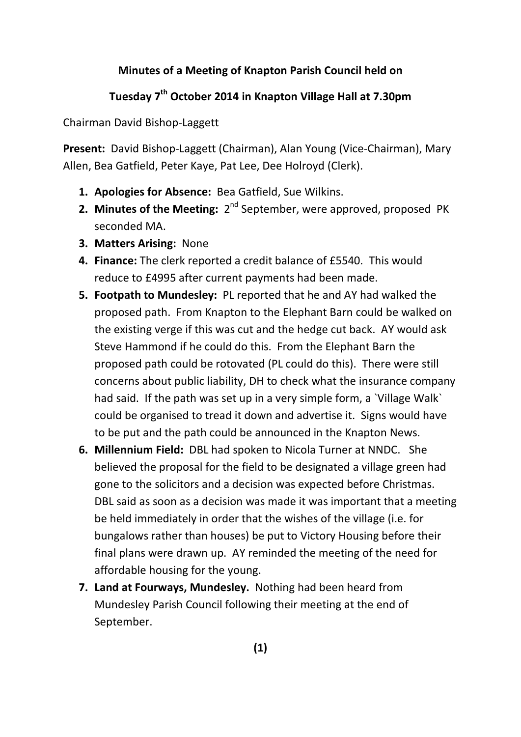**Minutes of a Meeting of Knapton Parish Council held on**

**Tuesday 7th October 2014 in Knapton Village Hall at 7.30pm**

Chairman David Bishop-Laggett

**Present:** David Bishop-Laggett (Chairman), Alan Young (Vice-Chairman), Mary Allen, Bea Gatfield, Peter Kaye, Pat Lee, Dee Holroyd (Clerk).

1. **Apologies for Absence:** Bea Gatfield, Sue Wilkins.
2. **Minutes of the Meeting:** 2nd September, were approved, proposed PK seconded MA.
3. **Matters Arising:** None
4. **Finance:** The clerk reported a credit balance of £5540. This would reduce to £4995 after current payments had been made.
5. **Footpath to Mundesley:** PL reported that he and AY had walked the proposed path. From Knapton to the Elephant Barn could be walked on the existing verge if this was cut and the hedge cut back. AY would ask Steve Hammond if he could do this. From the Elephant Barn the proposed path could be rotovated (PL could do this). There were still concerns about public liability, DH to check what the insurance company had said. If the path was set up in a very simple form, a `Village Walk` could be organised to tread it down and advertise it. Signs would have to be put and the path could be announced in the Knapton News.
6. **Millennium Field:** DBL had spoken to Nicola Turner at NNDC. She believed the proposal for the field to be designated a village green had gone to the solicitors and a decision was expected before Christmas. DBL said as soon as a decision was made it was important that a meeting be held immediately in order that the wishes of the village (i.e. for bungalows rather than houses) be put to Victory Housing before their final plans were drawn up. AY reminded the meeting of the need for affordable housing for the young.
7. **Land at Fourways, Mundesley.** Nothing had been heard from Mundesley Parish Council following their meeting at the end of September.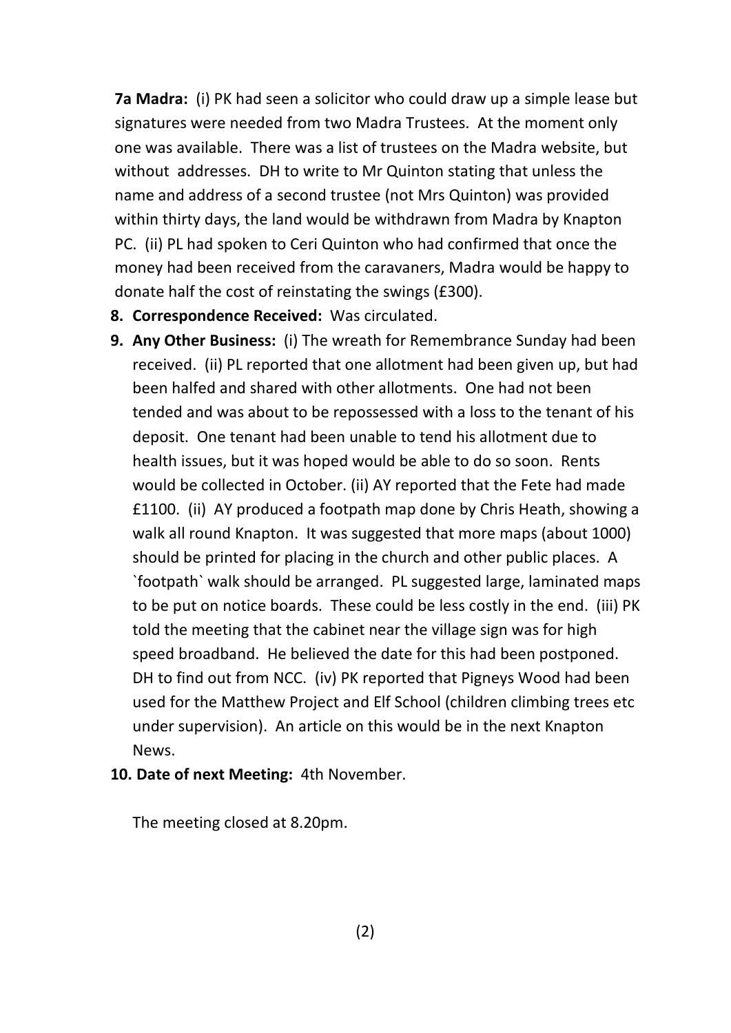**7a Madra:** (i) PK had seen a solicitor who could draw up a simple lease but signatures were needed from two Madra Trustees. At the moment only one was available. There was a list of trustees on the Madra website, but without addresses. DH to write to Mr Quinton stating that unless the name and address of a second trustee (not Mrs Quinton) was provided within thirty days, the land would be withdrawn from Madra by Knapton PC. (ii) PL had spoken to Ceri Quinton who had confirmed that once the money had been received from the caravaners, Madra would be happy to donate half the cost of reinstating the swings (£300).

8. **Correspondence Received:** Was circulated.
9. **Any Other Business:** (i) The wreath for Remembrance Sunday had been received. (ii) PL reported that one allotment had been given up, but had been halfed and shared with other allotments. One had not been tended and was about to be repossessed with a loss to the tenant of his deposit. One tenant had been unable to tend his allotment due to health issues, but it was hoped would be able to do so soon. Rents would be collected in October. (ii) AY reported that the Fete had made £1100. (ii) AY produced a footpath map done by Chris Heath, showing a walk all round Knapton. It was suggested that more maps (about 1000) should be printed for placing in the church and other public places. A `footpath` walk should be arranged. PL suggested large, laminated maps to be put on notice boards. These could be less costly in the end. (iii) PK told the meeting that the cabinet near the village sign was for high speed broadband. He believed the date for this had been postponed. DH to find out from NCC. (iv) PK reported that Pigneys Wood had been used for the Matthew Project and Elf School (children climbing trees etc under supervision). An article on this would be in the next Knapton News.
10. **Date of next Meeting:** 4th November.

The meeting closed at 8.20pm.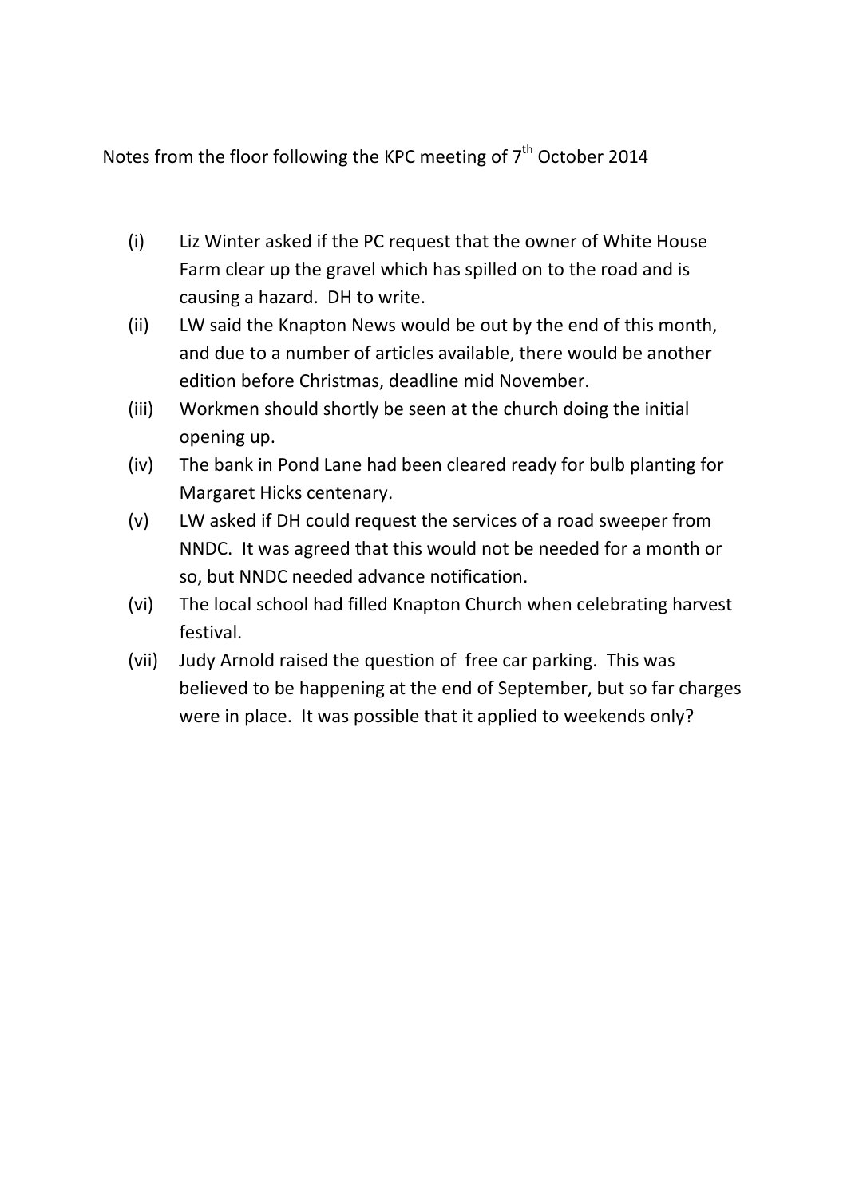Notes from the floor following the KPC meeting of 7th October 2014

(i) Liz Winter asked if the PC request that the owner of White House Farm clear up the gravel which has spilled on to the road and is causing a hazard. DH to write.

(ii) LW said the Knapton News would be out by the end of this month, and due to a number of articles available, there would be another edition before Christmas, deadline mid November.

(iii) Workmen should shortly be seen at the church doing the initial opening up.

(iv) The bank in Pond Lane had been cleared ready for bulb planting for Margaret Hicks centenary.

(v) LW asked if DH could request the services of a road sweeper from NNDC. It was agreed that this would not be needed for a month or so, but NNDC needed advance notification.

(vi) The local school had filled Knapton Church when celebrating harvest festival.

(vii) Judy Arnold raised the question of free car parking. This was believed to be happening at the end of September, but so far charges were in place. It was possible that it applied to weekends only?